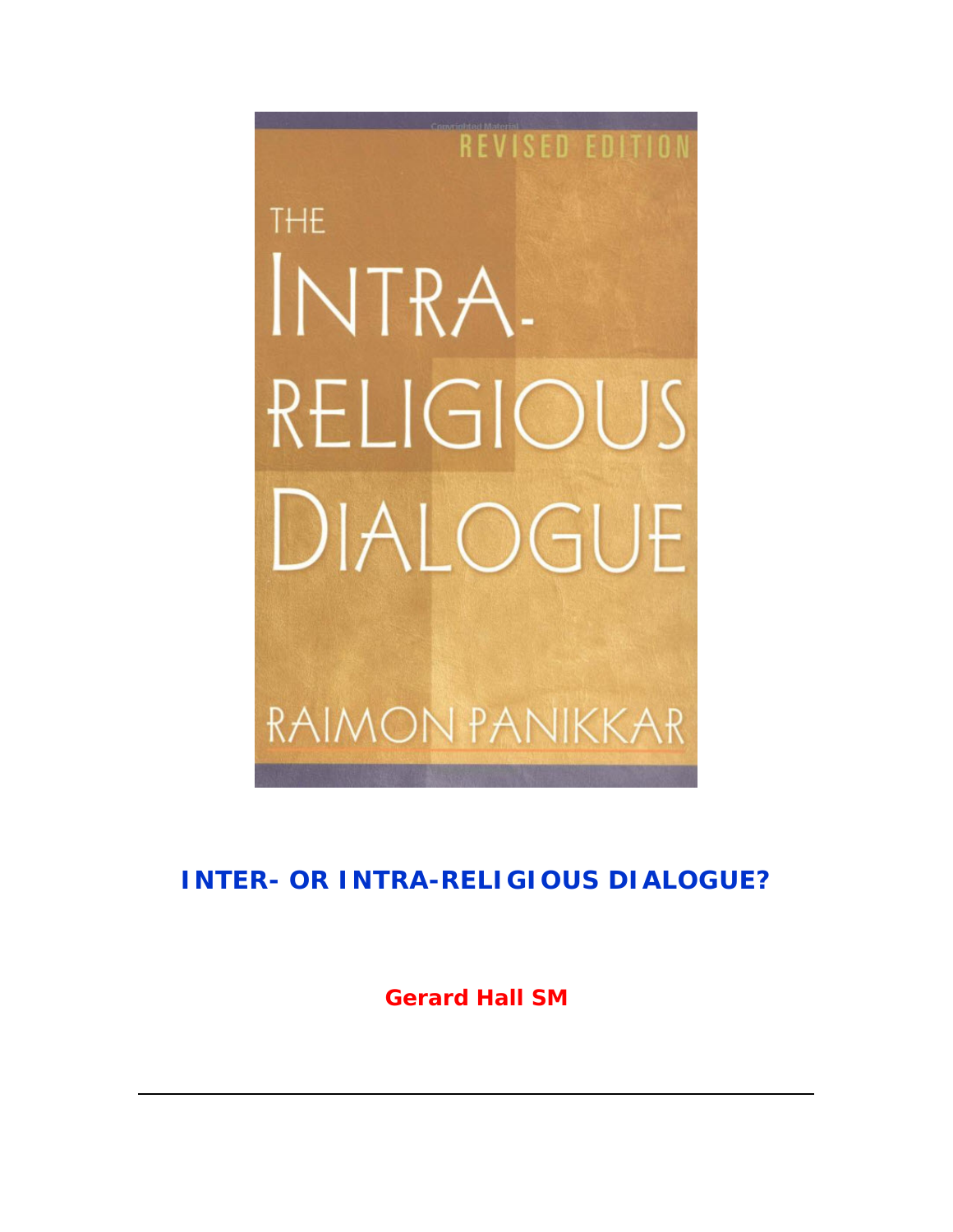# INTER- OR INTRA-RELIGIOUS DIALOGUE?

**Gerard Hall SM**

---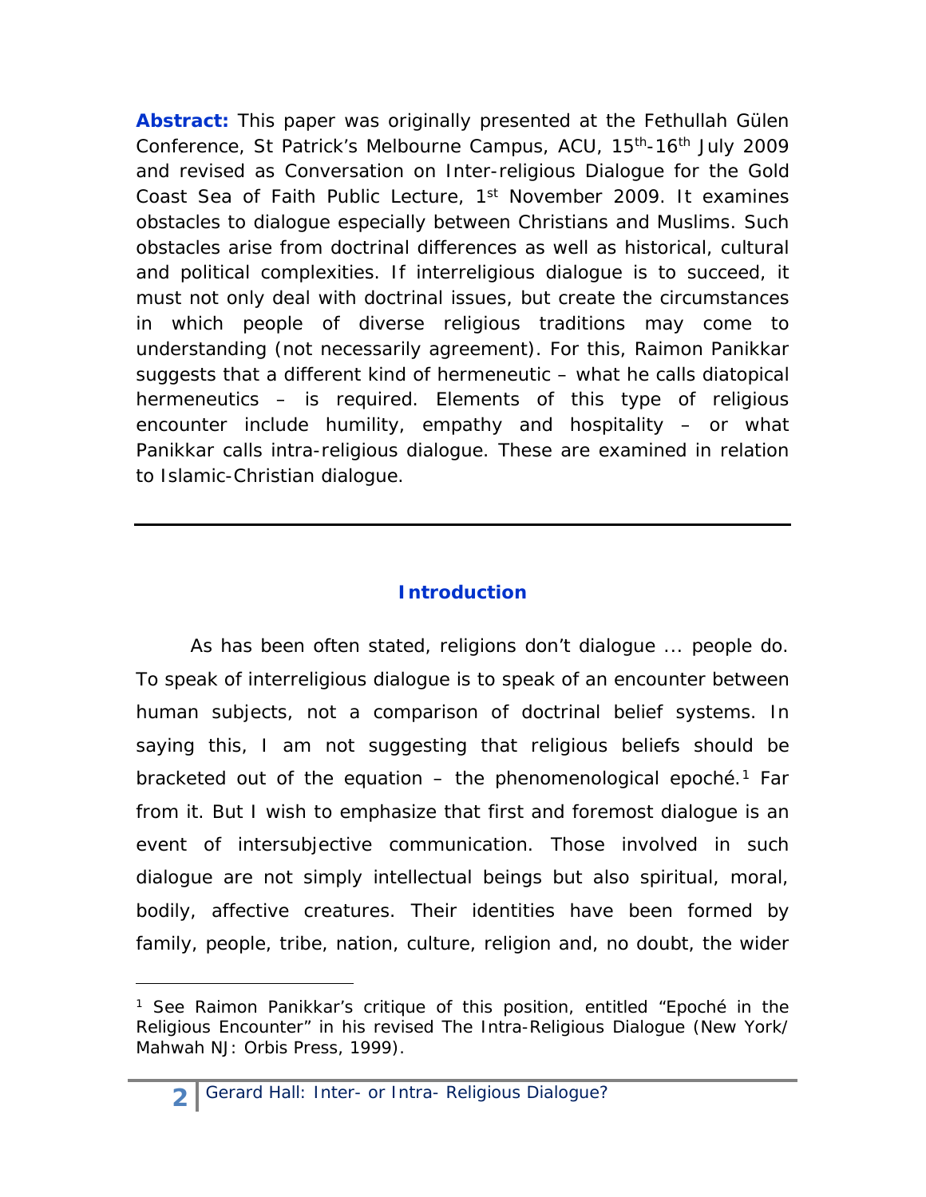**Abstract:** This paper was originally presented at the Fethullah Gülen Conference, St Patrick's Melbourne Campus, ACU, 15th-16th July 2009 and revised as Conversation on Inter-religious Dialogue for the Gold Coast Sea of Faith Public Lecture, 1st November 2009. It examines obstacles to dialogue especially between Christians and Muslims. Such obstacles arise from doctrinal differences as well as historical, cultural and political complexities. If interreligious dialogue is to succeed, it must not only deal with doctrinal issues, but create the circumstances in which people of diverse religious traditions may come to understanding (not necessarily agreement). For this, Raimon Panikkar suggests that a different kind of hermeneutic – what he calls diatopical hermeneutics – is required. Elements of this type of religious encounter include humility, empathy and hospitality – or what Panikkar calls intra-religious dialogue. These are examined in relation to Islamic-Christian dialogue.

---

## Introduction

As has been often stated, religions don't dialogue ... people do. To speak of interreligious dialogue is to speak of an encounter between human subjects, not a comparison of doctrinal belief systems. In saying this, I am not suggesting that religious beliefs should be bracketed out of the equation – the phenomenological epoché.[1] Far from it. But I wish to emphasize that first and foremost dialogue is an event of intersubjective communication. Those involved in such dialogue are not simply intellectual beings but also spiritual, moral, bodily, affective creatures. Their identities have been formed by family, people, tribe, nation, culture, religion and, no doubt, the wider

---

[1] See Raimon Panikkar's critique of this position, entitled "Epoché in the Religious Encounter" in his revised The Intra-Religious Dialogue (New York/ Mahwah NJ: Orbis Press, 1999).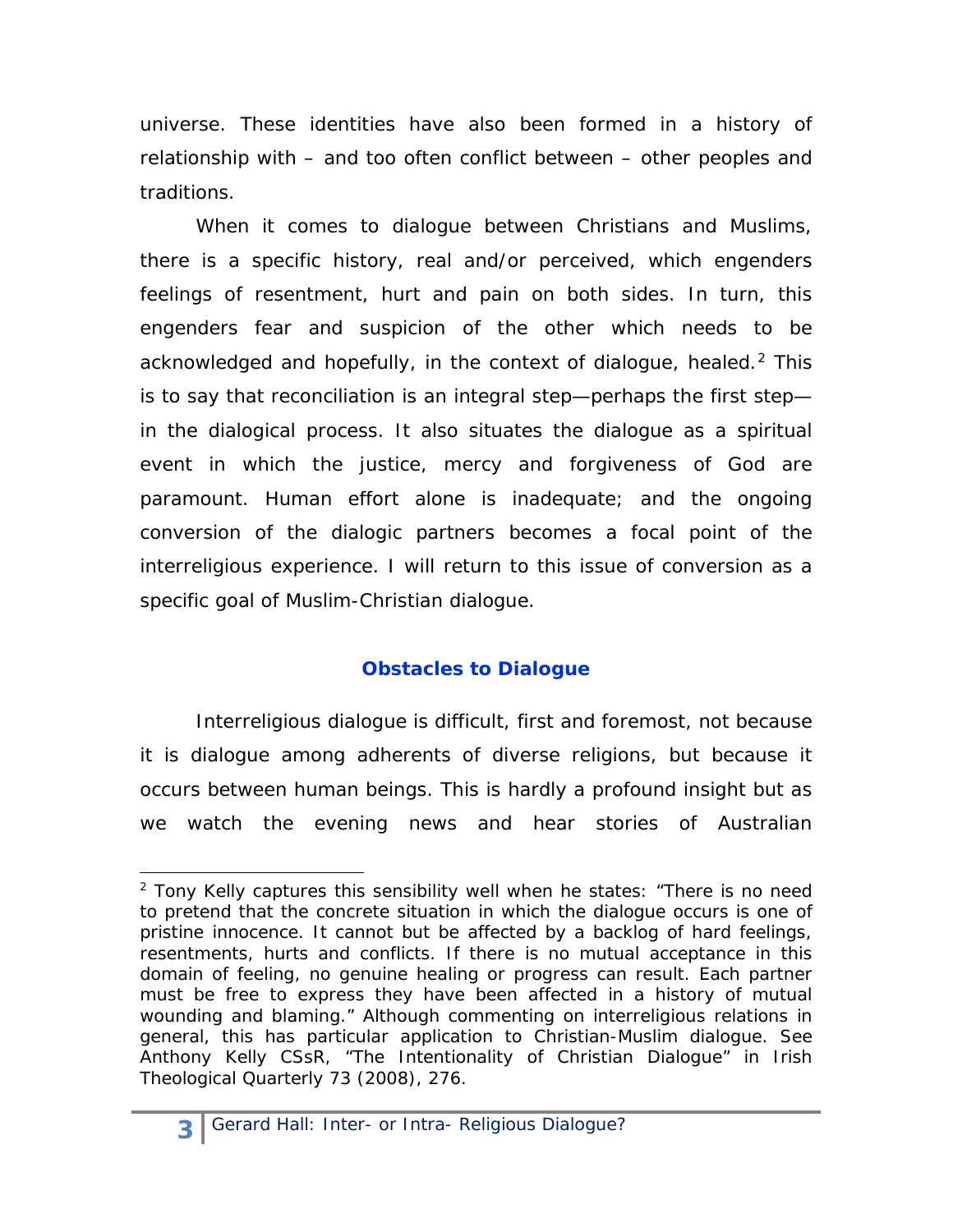universe. These identities have also been formed in a history of relationship with – and too often conflict between – other peoples and traditions.

When it comes to dialogue between Christians and Muslims, there is a specific history, real and/or perceived, which engenders feelings of resentment, hurt and pain on both sides. In turn, this engenders fear and suspicion of the other which needs to be acknowledged and hopefully, in the context of dialogue, healed.[2] This is to say that reconciliation is an integral step—perhaps the first step—in the dialogical process. It also situates the dialogue as a spiritual event in which the justice, mercy and forgiveness of God are paramount. Human effort alone is inadequate; and the ongoing conversion of the dialogic partners becomes a focal point of the interreligious experience. I will return to this issue of conversion as a specific goal of Muslim-Christian dialogue.

## Obstacles to Dialogue

Interreligious dialogue is difficult, first and foremost, not because it is dialogue among adherents of diverse religions, but because it occurs between human beings. This is hardly a profound insight but as we watch the evening news and hear stories of Australian

---

[2] Tony Kelly captures this sensibility well when he states: "There is no need to pretend that the concrete situation in which the dialogue occurs is one of pristine innocence. It cannot but be affected by a backlog of hard feelings, resentments, hurts and conflicts. If there is no mutual acceptance in this domain of feeling, no genuine healing or progress can result. Each partner must be free to express they have been affected in a history of mutual wounding and blaming." Although commenting on interreligious relations in general, this has particular application to Christian-Muslim dialogue. See Anthony Kelly CSsR, "The Intentionality of Christian Dialogue" in Irish Theological Quarterly 73 (2008), 276.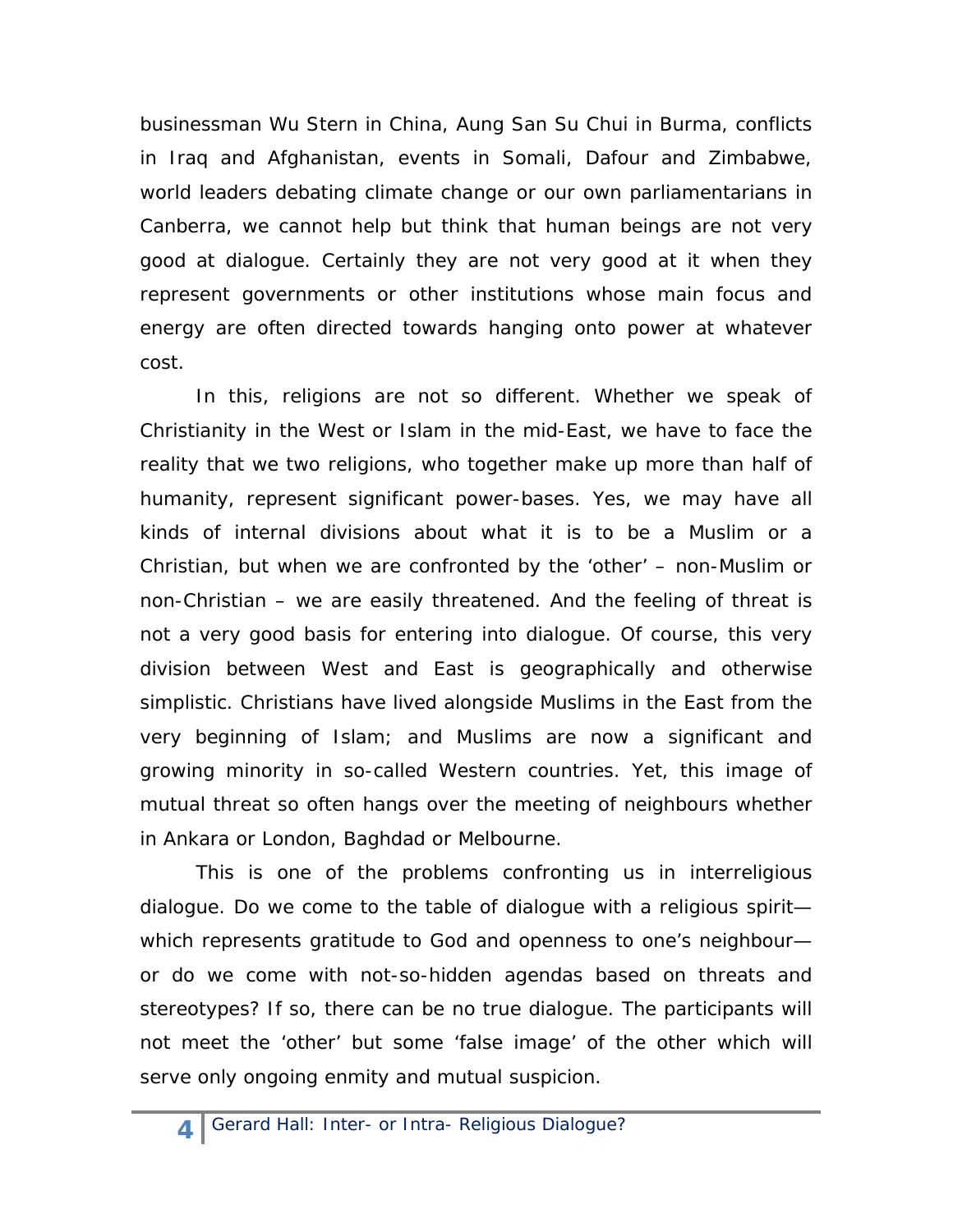businessman Wu Stern in China, Aung San Su Chui in Burma, conflicts in Iraq and Afghanistan, events in Somali, Dafour and Zimbabwe, world leaders debating climate change or our own parliamentarians in Canberra, we cannot help but think that human beings are not very good at dialogue. Certainly they are not very good at it when they represent governments or other institutions whose main focus and energy are often directed towards hanging onto power at whatever cost.

In this, religions are not so different. Whether we speak of Christianity in the West or Islam in the mid-East, we have to face the reality that we two religions, who together make up more than half of humanity, represent significant power-bases. Yes, we may have all kinds of internal divisions about what it is to be a Muslim or a Christian, but when we are confronted by the 'other' – non-Muslim or non-Christian – we are easily threatened. And the feeling of threat is not a very good basis for entering into dialogue. Of course, this very division between West and East is geographically and otherwise simplistic. Christians have lived alongside Muslims in the East from the very beginning of Islam; and Muslims are now a significant and growing minority in so-called Western countries. Yet, this image of mutual threat so often hangs over the meeting of neighbours whether in Ankara or London, Baghdad or Melbourne.

This is one of the problems confronting us in interreligious dialogue. Do we come to the table of dialogue with a religious spirit—which represents gratitude to God and openness to one's neighbour—or do we come with not-so-hidden agendas based on threats and stereotypes? If so, there can be no true dialogue. The participants will not meet the 'other' but some 'false image' of the other which will serve only ongoing enmity and mutual suspicion.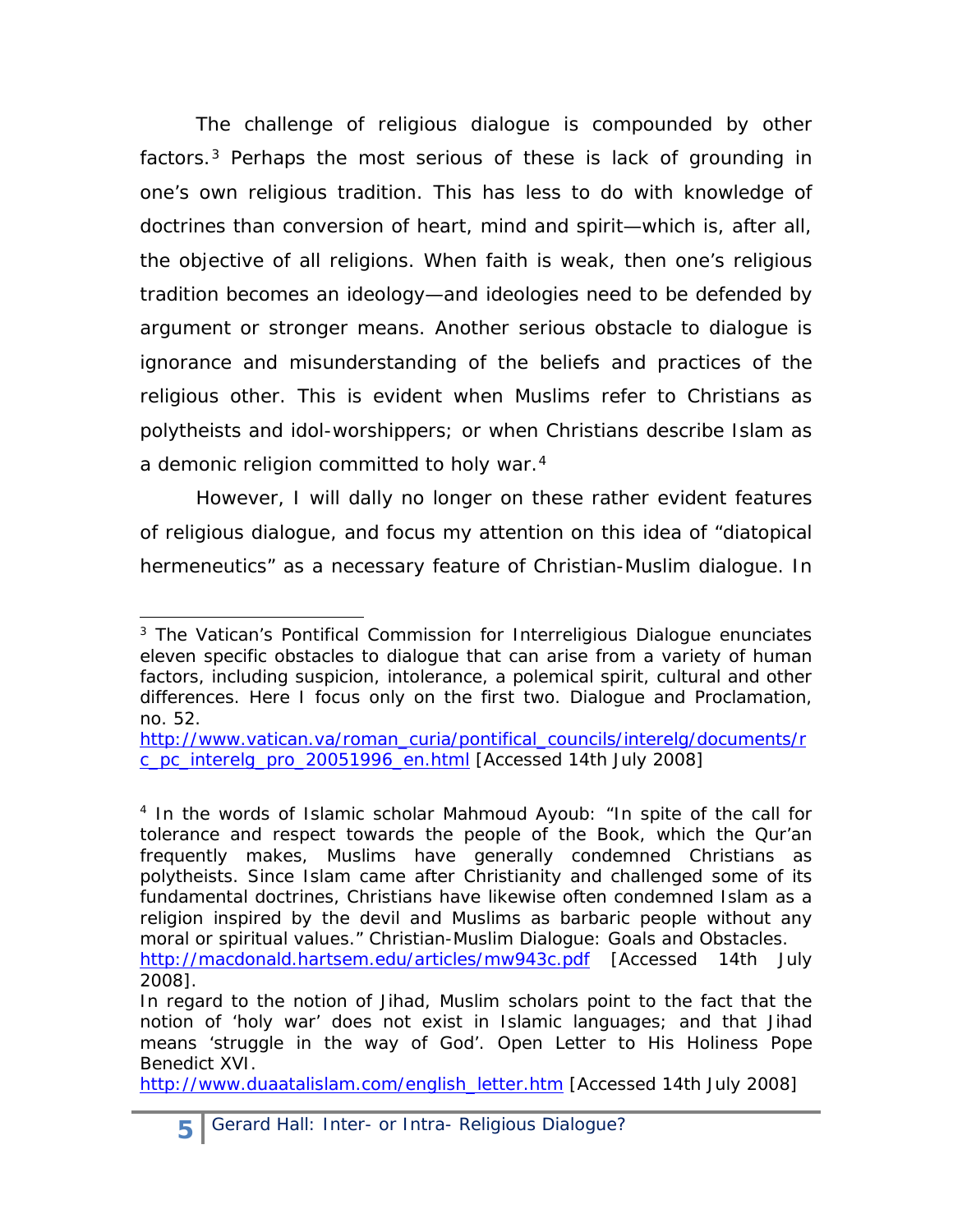The challenge of religious dialogue is compounded by other factors.[3] Perhaps the most serious of these is lack of grounding in one's own religious tradition. This has less to do with knowledge of doctrines than conversion of heart, mind and spirit—which is, after all, the objective of all religions. When faith is weak, then one's religious tradition becomes an ideology—and ideologies need to be defended by argument or stronger means. Another serious obstacle to dialogue is ignorance and misunderstanding of the beliefs and practices of the religious other. This is evident when Muslims refer to Christians as polytheists and idol-worshippers; or when Christians describe Islam as a demonic religion committed to holy war.[4]

However, I will dally no longer on these rather evident features of religious dialogue, and focus my attention on this idea of "diatopical hermeneutics" as a necessary feature of Christian-Muslim dialogue. In

---

[3] The Vatican's Pontifical Commission for Interreligious Dialogue enunciates eleven specific obstacles to dialogue that can arise from a variety of human factors, including suspicion, intolerance, a polemical spirit, cultural and other differences. Here I focus only on the first two. Dialogue and Proclamation, no. 52.
http://www.vatican.va/roman_curia/pontifical_councils/interelg/documents/rc_pc_interelg_pro_20051996_en.html [Accessed 14th July 2008]

[4] In the words of Islamic scholar Mahmoud Ayoub: "In spite of the call for tolerance and respect towards the people of the Book, which the Qur'an frequently makes, Muslims have generally condemned Christians as polytheists. Since Islam came after Christianity and challenged some of its fundamental doctrines, Christians have likewise often condemned Islam as a religion inspired by the devil and Muslims as barbaric people without any moral or spiritual values." Christian-Muslim Dialogue: Goals and Obstacles.
http://macdonald.hartsem.edu/articles/mw943c.pdf [Accessed 14th July 2008].
In regard to the notion of Jihad, Muslim scholars point to the fact that the notion of 'holy war' does not exist in Islamic languages; and that Jihad means 'struggle in the way of God'. Open Letter to His Holiness Pope Benedict XVI.
http://www.duaatalislam.com/english_letter.htm [Accessed 14th July 2008]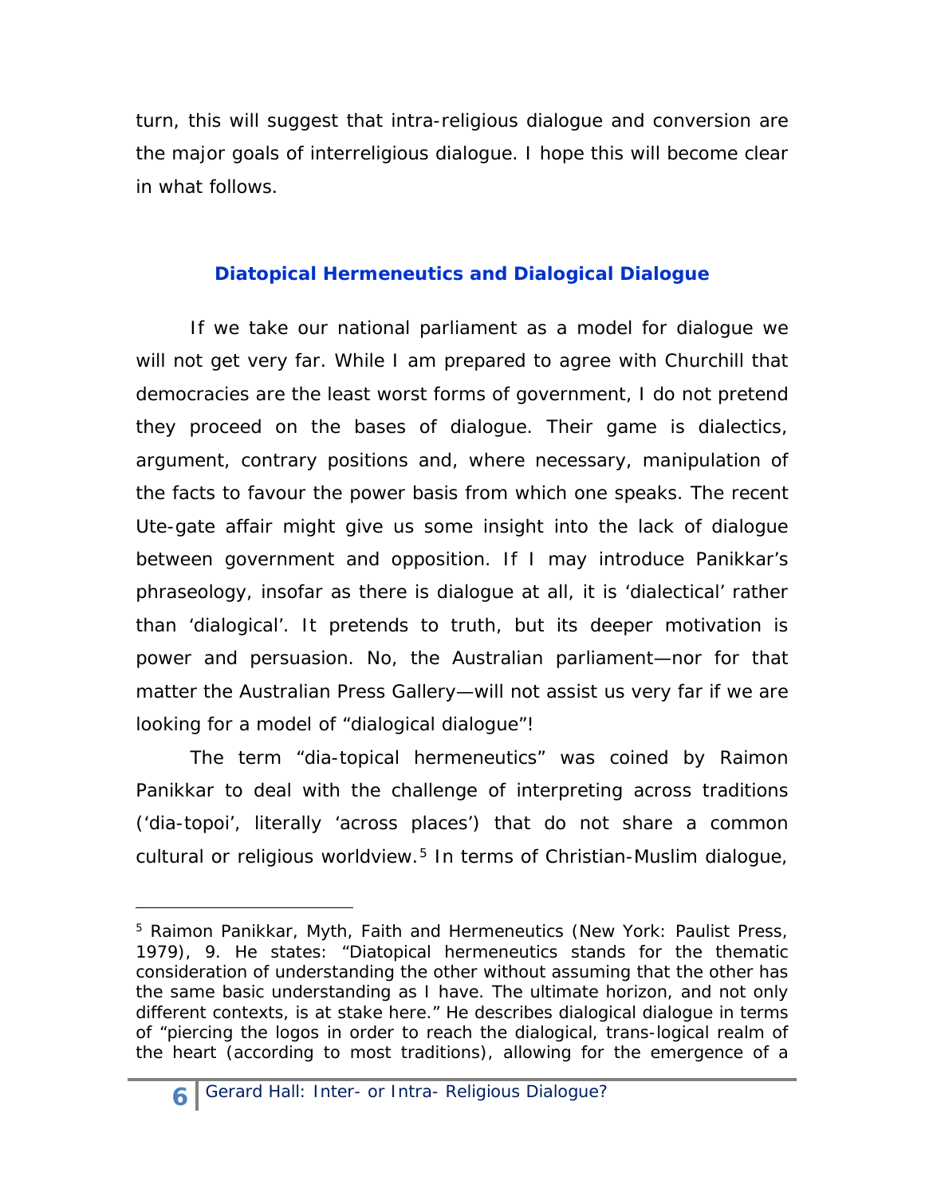turn, this will suggest that intra-religious dialogue and conversion are the major goals of interreligious dialogue. I hope this will become clear in what follows.

## Diatopical Hermeneutics and Dialogical Dialogue

If we take our national parliament as a model for dialogue we will not get very far. While I am prepared to agree with Churchill that democracies are the least worst forms of government, I do not pretend they proceed on the bases of dialogue. Their game is dialectics, argument, contrary positions and, where necessary, manipulation of the facts to favour the power basis from which one speaks. The recent Ute-gate affair might give us some insight into the lack of dialogue between government and opposition. If I may introduce Panikkar's phraseology, insofar as there is dialogue at all, it is 'dialectical' rather than 'dialogical'. It pretends to truth, but its deeper motivation is power and persuasion. No, the Australian parliament—nor for that matter the Australian Press Gallery—will not assist us very far if we are looking for a model of "dialogical dialogue"!

The term "dia-topical hermeneutics" was coined by Raimon Panikkar to deal with the challenge of interpreting across traditions ('dia-topoi', literally 'across places') that do not share a common cultural or religious worldview.[5] In terms of Christian-Muslim dialogue,

---

[5] Raimon Panikkar, Myth, Faith and Hermeneutics (New York: Paulist Press, 1979), 9. He states: "Diatopical hermeneutics stands for the thematic consideration of understanding the other without assuming that the other has the same basic understanding as I have. The ultimate horizon, and not only different contexts, is at stake here." He describes dialogical dialogue in terms of "piercing the logos in order to reach the dialogical, trans-logical realm of the heart (according to most traditions), allowing for the emergence of a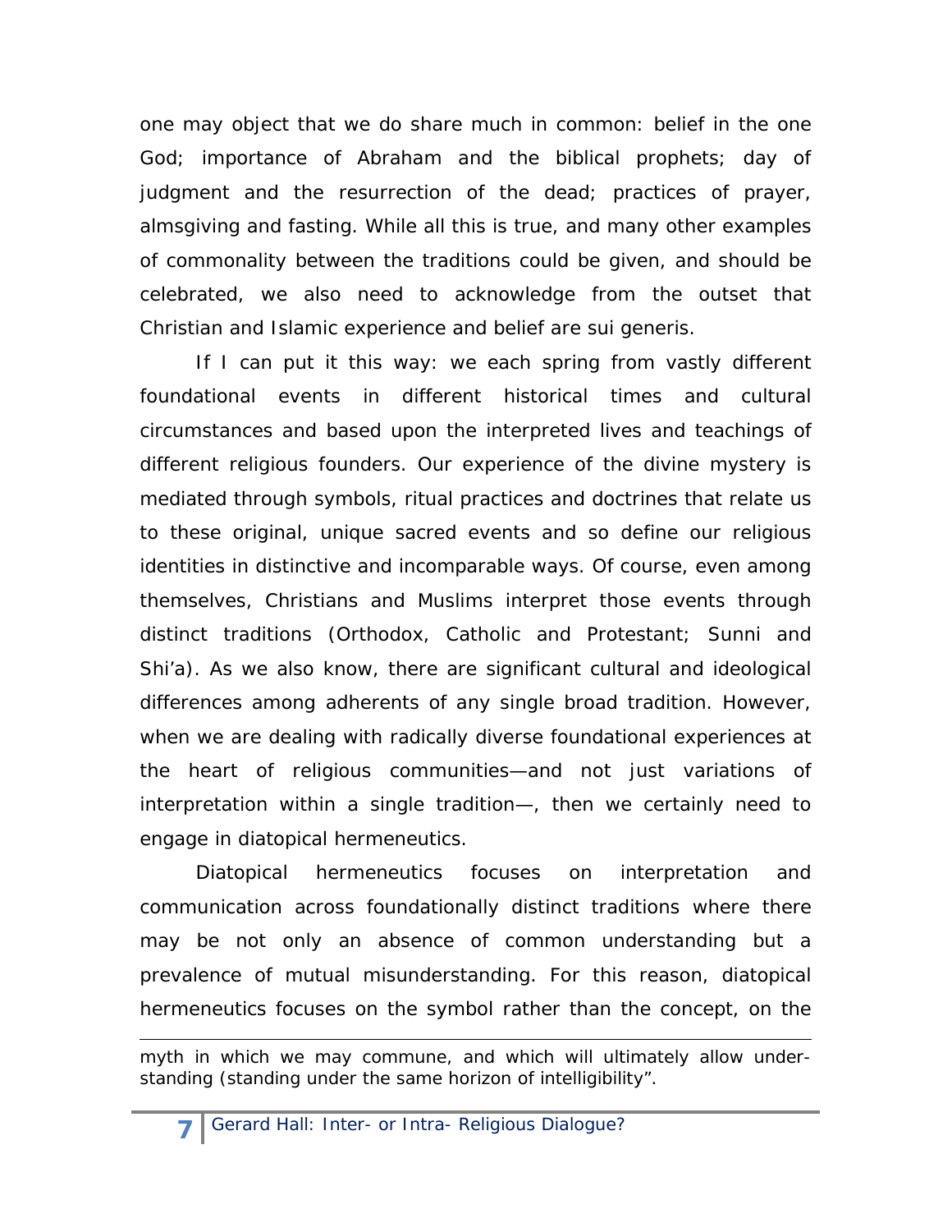one may object that we do share much in common: belief in the one God; importance of Abraham and the biblical prophets; day of judgment and the resurrection of the dead; practices of prayer, almsgiving and fasting. While all this is true, and many other examples of commonality between the traditions could be given, and should be celebrated, we also need to acknowledge from the outset that Christian and Islamic experience and belief are sui generis.

If I can put it this way: we each spring from vastly different foundational events in different historical times and cultural circumstances and based upon the interpreted lives and teachings of different religious founders. Our experience of the divine mystery is mediated through symbols, ritual practices and doctrines that relate us to these original, unique sacred events and so define our religious identities in distinctive and incomparable ways. Of course, even among themselves, Christians and Muslims interpret those events through distinct traditions (Orthodox, Catholic and Protestant; Sunni and Shi'a). As we also know, there are significant cultural and ideological differences among adherents of any single broad tradition. However, when we are dealing with radically diverse foundational experiences at the heart of religious communities—and not just variations of interpretation within a single tradition—, then we certainly need to engage in diatopical hermeneutics.

Diatopical hermeneutics focuses on interpretation and communication across foundationally distinct traditions where there may be not only an absence of common understanding but a prevalence of mutual misunderstanding. For this reason, diatopical hermeneutics focuses on the symbol rather than the concept, on the

---

myth in which we may commune, and which will ultimately allow under-standing (standing under the same horizon of intelligibility".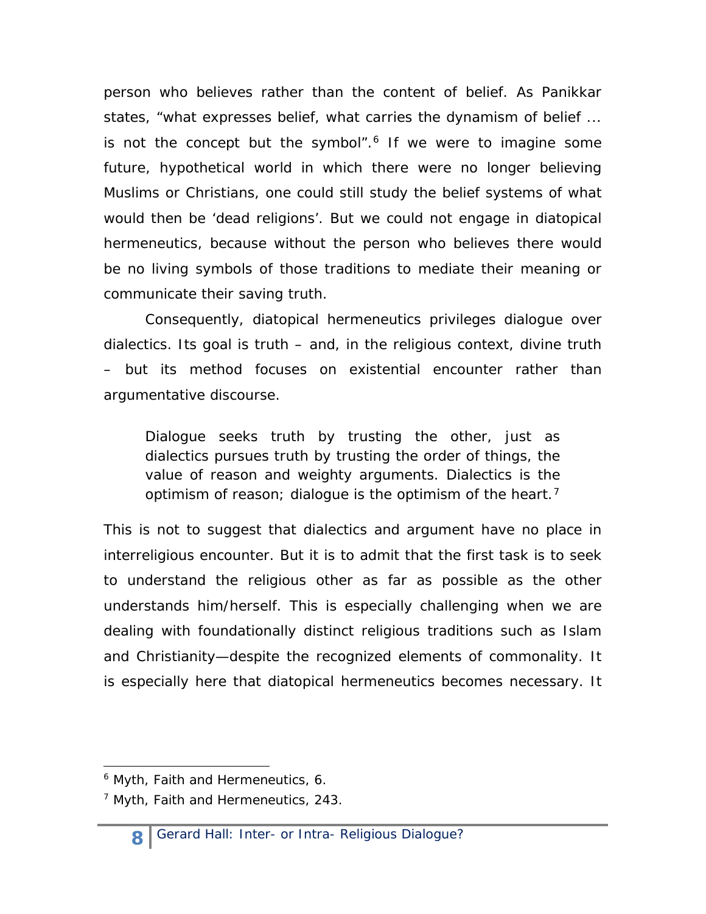person who believes rather than the content of belief. As Panikkar states, “what expresses belief, what carries the dynamism of belief ... is not the concept but the symbol”.[6] If we were to imagine some future, hypothetical world in which there were no longer believing Muslims or Christians, one could still study the belief systems of what would then be ‘dead religions’. But we could not engage in diatopical hermeneutics, because without the person who believes there would be no living symbols of those traditions to mediate their meaning or communicate their saving truth.

Consequently, diatopical hermeneutics privileges dialogue over dialectics. Its goal is truth – and, in the religious context, divine truth – but its method focuses on existential encounter rather than argumentative discourse.

> Dialogue seeks truth by trusting the other, just as dialectics pursues truth by trusting the order of things, the value of reason and weighty arguments. Dialectics is the optimism of reason; dialogue is the optimism of the heart.[7]

This is not to suggest that dialectics and argument have no place in interreligious encounter. But it is to admit that the first task is to seek to understand the religious other as far as possible as the other understands him/herself. This is especially challenging when we are dealing with foundationally distinct religious traditions such as Islam and Christianity—despite the recognized elements of commonality. It is especially here that diatopical hermeneutics becomes necessary. It

---

[6] Myth, Faith and Hermeneutics, 6.

[7] Myth, Faith and Hermeneutics, 243.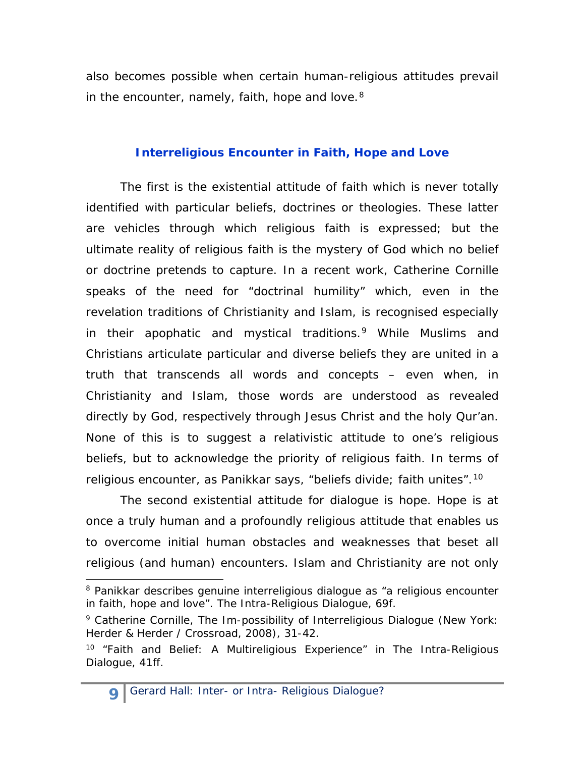also becomes possible when certain human-religious attitudes prevail in the encounter, namely, faith, hope and love.[8]

## Interreligious Encounter in Faith, Hope and Love

The first is the existential attitude of faith which is never totally identified with particular beliefs, doctrines or theologies. These latter are vehicles through which religious faith is expressed; but the ultimate reality of religious faith is the mystery of God which no belief or doctrine pretends to capture. In a recent work, Catherine Cornille speaks of the need for "doctrinal humility" which, even in the revelation traditions of Christianity and Islam, is recognised especially in their apophatic and mystical traditions.[9] While Muslims and Christians articulate particular and diverse beliefs they are united in a truth that transcends all words and concepts – even when, in Christianity and Islam, those words are understood as revealed directly by God, respectively through Jesus Christ and the holy Qur'an. None of this is to suggest a relativistic attitude to one's religious beliefs, but to acknowledge the priority of religious faith. In terms of religious encounter, as Panikkar says, "beliefs divide; faith unites".[10]

The second existential attitude for dialogue is hope. Hope is at once a truly human and a profoundly religious attitude that enables us to overcome initial human obstacles and weaknesses that beset all religious (and human) encounters. Islam and Christianity are not only

---

[8] Panikkar describes genuine interreligious dialogue as "a religious encounter in faith, hope and love". *The Intra-Religious Dialogue*, 69f.

[9] Catherine Cornille, *The Im-possibility of Interreligious Dialogue* (New York: Herder & Herder / Crossroad, 2008), 31-42.

[10] "Faith and Belief: A Multireligious Experience" in *The Intra-Religious Dialogue*, 41ff.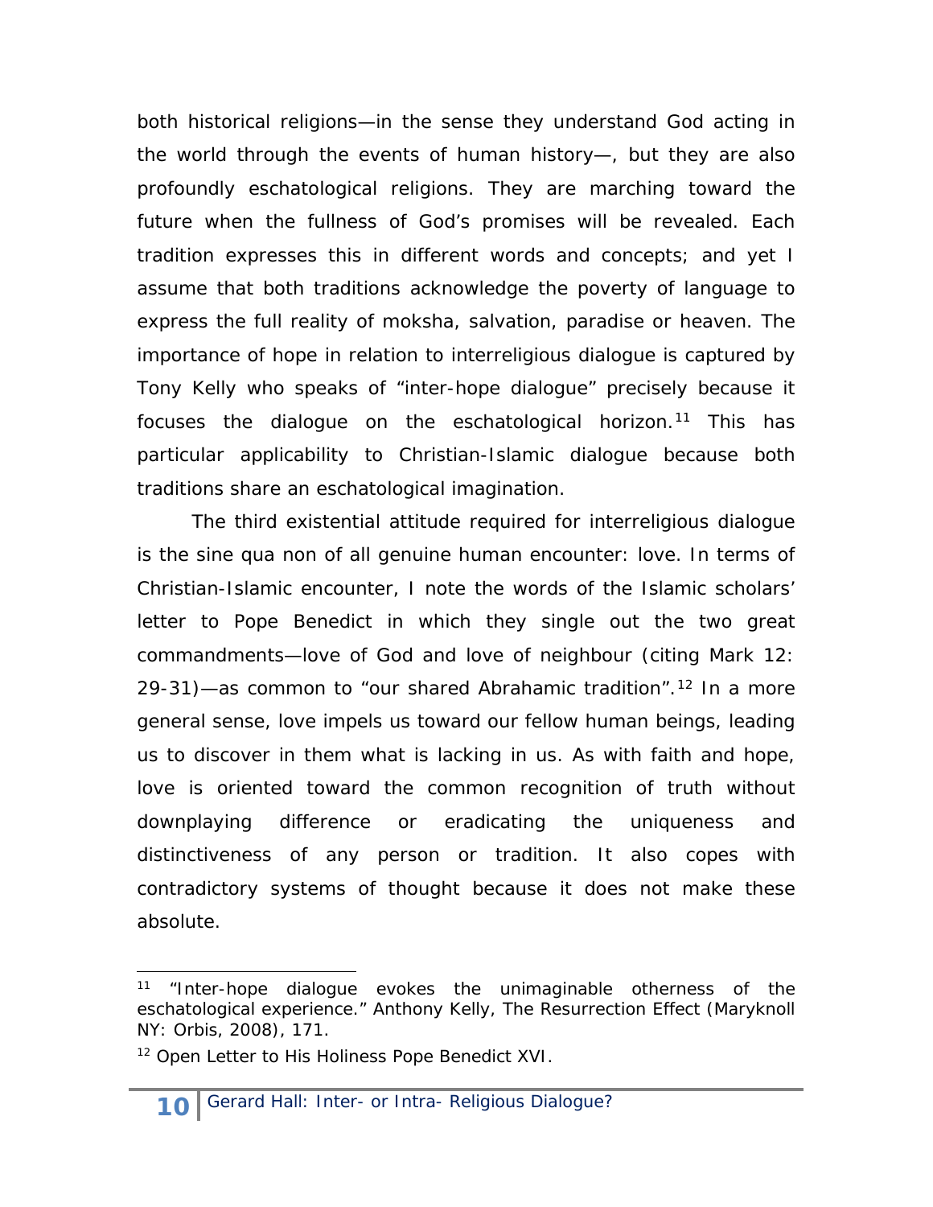both historical religions—in the sense they understand God acting in the world through the events of human history—, but they are also profoundly eschatological religions. They are marching toward the future when the fullness of God's promises will be revealed. Each tradition expresses this in different words and concepts; and yet I assume that both traditions acknowledge the poverty of language to express the full reality of moksha, salvation, paradise or heaven. The importance of hope in relation to interreligious dialogue is captured by Tony Kelly who speaks of "inter-hope dialogue" precisely because it focuses the dialogue on the eschatological horizon.[11] This has particular applicability to Christian-Islamic dialogue because both traditions share an eschatological imagination.

The third existential attitude required for interreligious dialogue is the sine qua non of all genuine human encounter: love. In terms of Christian-Islamic encounter, I note the words of the Islamic scholars' letter to Pope Benedict in which they single out the two great commandments—love of God and love of neighbour (citing Mark 12: 29-31)—as common to "our shared Abrahamic tradition".[12] In a more general sense, love impels us toward our fellow human beings, leading us to discover in them what is lacking in us. As with faith and hope, love is oriented toward the common recognition of truth without downplaying difference or eradicating the uniqueness and distinctiveness of any person or tradition. It also copes with contradictory systems of thought because it does not make these absolute.

---

[11] "Inter-hope dialogue evokes the unimaginable otherness of the eschatological experience." Anthony Kelly, The Resurrection Effect (Maryknoll NY: Orbis, 2008), 171.

[12] Open Letter to His Holiness Pope Benedict XVI.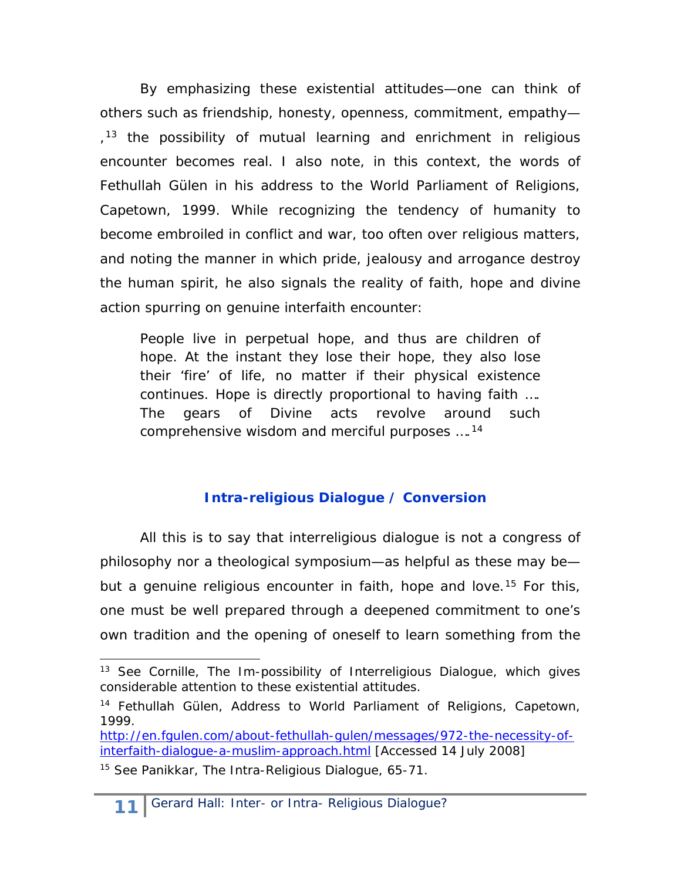By emphasizing these existential attitudes—one can think of others such as friendship, honesty, openness, commitment, empathy—,[13] the possibility of mutual learning and enrichment in religious encounter becomes real. I also note, in this context, the words of Fethullah Gülen in his address to the World Parliament of Religions, Capetown, 1999. While recognizing the tendency of humanity to become embroiled in conflict and war, too often over religious matters, and noting the manner in which pride, jealousy and arrogance destroy the human spirit, he also signals the reality of faith, hope and divine action spurring on genuine interfaith encounter:

> People live in perpetual hope, and thus are children of hope. At the instant they lose their hope, they also lose their 'fire' of life, no matter if their physical existence continues. Hope is directly proportional to having faith …. The gears of Divine acts revolve around such comprehensive wisdom and merciful purposes ….[14]

## Intra-religious Dialogue / Conversion

All this is to say that interreligious dialogue is not a congress of philosophy nor a theological symposium—as helpful as these may be—but a genuine religious encounter in faith, hope and love.[15] For this, one must be well prepared through a deepened commitment to one's own tradition and the opening of oneself to learn something from the

---

[13] See Cornille, The Im-possibility of Interreligious Dialogue, which gives considerable attention to these existential attitudes.

[14] Fethullah Gülen, Address to World Parliament of Religions, Capetown, 1999. http://en.fgulen.com/about-fethullah-gulen/messages/972-the-necessity-of-interfaith-dialogue-a-muslim-approach.html [Accessed 14 July 2008]

[15] See Panikkar, The Intra-Religious Dialogue, 65-71.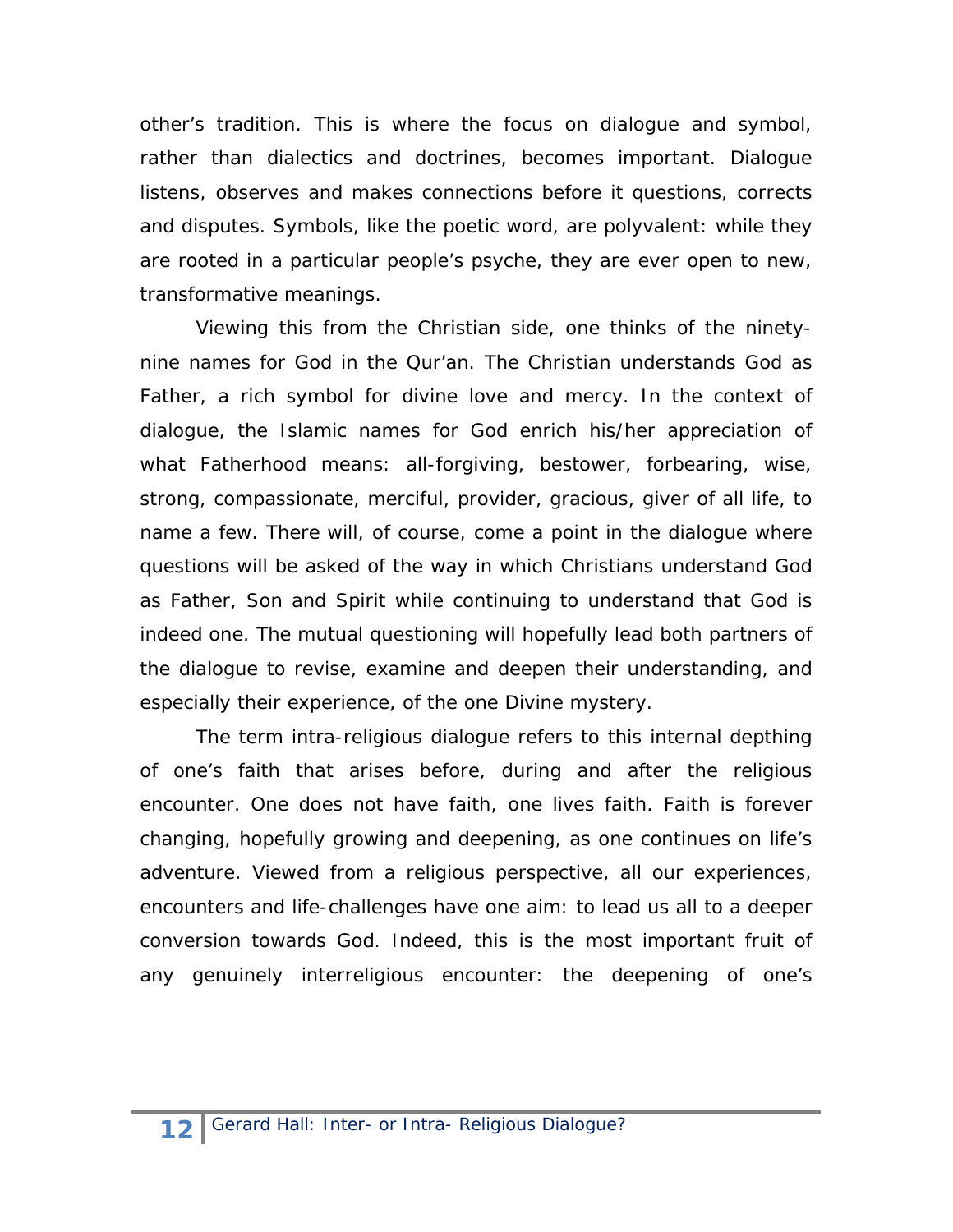other's tradition. This is where the focus on dialogue and symbol, rather than dialectics and doctrines, becomes important. Dialogue listens, observes and makes connections before it questions, corrects and disputes. Symbols, like the poetic word, are polyvalent: while they are rooted in a particular people's psyche, they are ever open to new, transformative meanings.

Viewing this from the Christian side, one thinks of the ninety-nine names for God in the Qur'an. The Christian understands God as Father, a rich symbol for divine love and mercy. In the context of dialogue, the Islamic names for God enrich his/her appreciation of what Fatherhood means: all-forgiving, bestower, forbearing, wise, strong, compassionate, merciful, provider, gracious, giver of all life, to name a few. There will, of course, come a point in the dialogue where questions will be asked of the way in which Christians understand God as Father, Son and Spirit while continuing to understand that God is indeed one. The mutual questioning will hopefully lead both partners of the dialogue to revise, examine and deepen their understanding, and especially their experience, of the one Divine mystery.

The term intra-religious dialogue refers to this internal depthing of one's faith that arises before, during and after the religious encounter. One does not have faith, one lives faith. Faith is forever changing, hopefully growing and deepening, as one continues on life's adventure. Viewed from a religious perspective, all our experiences, encounters and life-challenges have one aim: to lead us all to a deeper conversion towards God. Indeed, this is the most important fruit of any genuinely interreligious encounter: the deepening of one's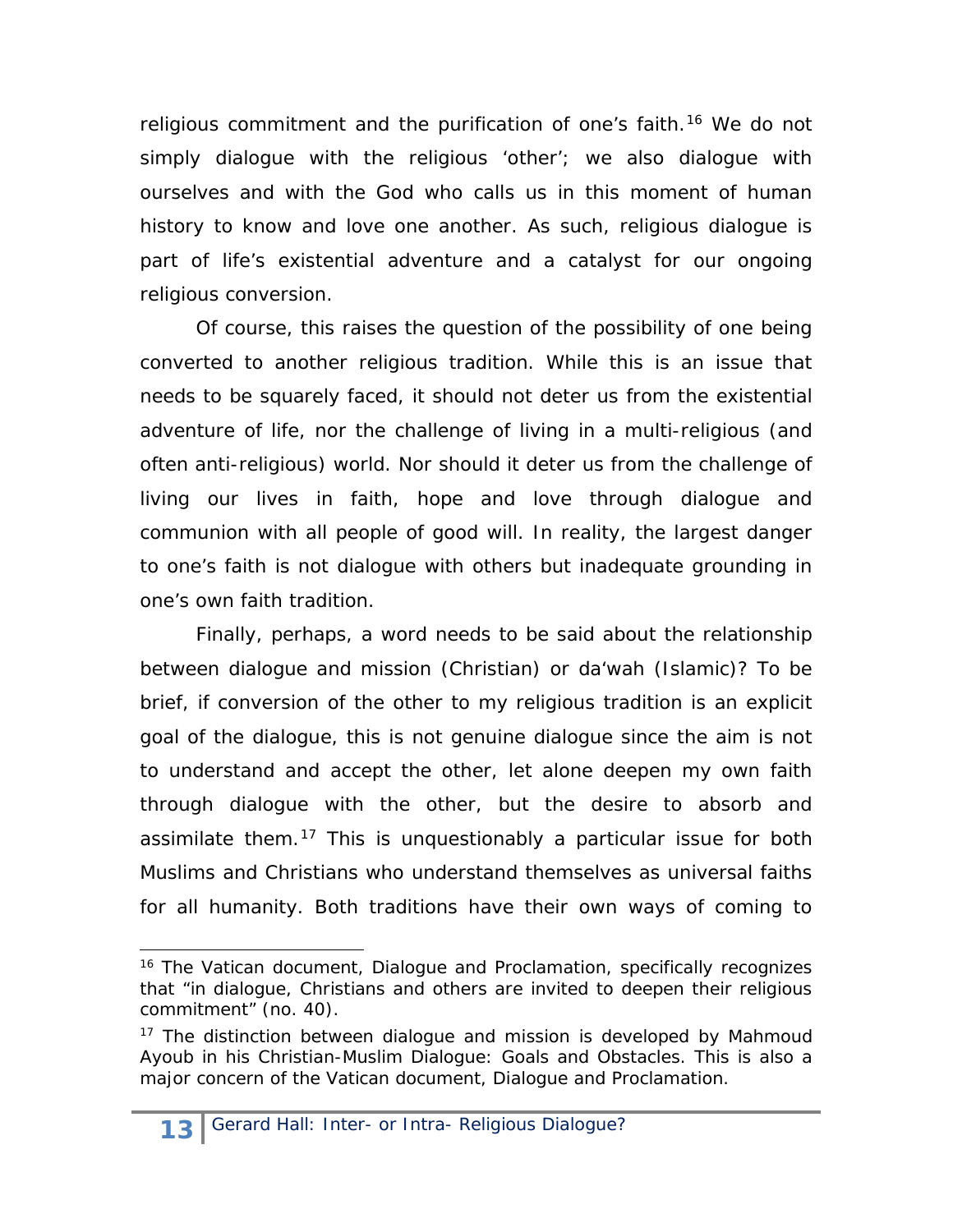religious commitment and the purification of one's faith.[16] We do not simply dialogue with the religious 'other'; we also dialogue with ourselves and with the God who calls us in this moment of human history to know and love one another. As such, religious dialogue is part of life's existential adventure and a catalyst for our ongoing religious conversion.

Of course, this raises the question of the possibility of one being converted to another religious tradition. While this is an issue that needs to be squarely faced, it should not deter us from the existential adventure of life, nor the challenge of living in a multi-religious (and often anti-religious) world. Nor should it deter us from the challenge of living our lives in faith, hope and love through dialogue and communion with all people of good will. In reality, the largest danger to one's faith is not dialogue with others but inadequate grounding in one's own faith tradition.

Finally, perhaps, a word needs to be said about the relationship between dialogue and mission (Christian) or da'wah (Islamic)? To be brief, if conversion of the other to my religious tradition is an explicit goal of the dialogue, this is not genuine dialogue since the aim is not to understand and accept the other, let alone deepen my own faith through dialogue with the other, but the desire to absorb and assimilate them.[17] This is unquestionably a particular issue for both Muslims and Christians who understand themselves as universal faiths for all humanity. Both traditions have their own ways of coming to

---

[16] The Vatican document, Dialogue and Proclamation, specifically recognizes that "in dialogue, Christians and others are invited to deepen their religious commitment" (no. 40).

[17] The distinction between dialogue and mission is developed by Mahmoud Ayoub in his Christian-Muslim Dialogue: Goals and Obstacles. This is also a major concern of the Vatican document, Dialogue and Proclamation.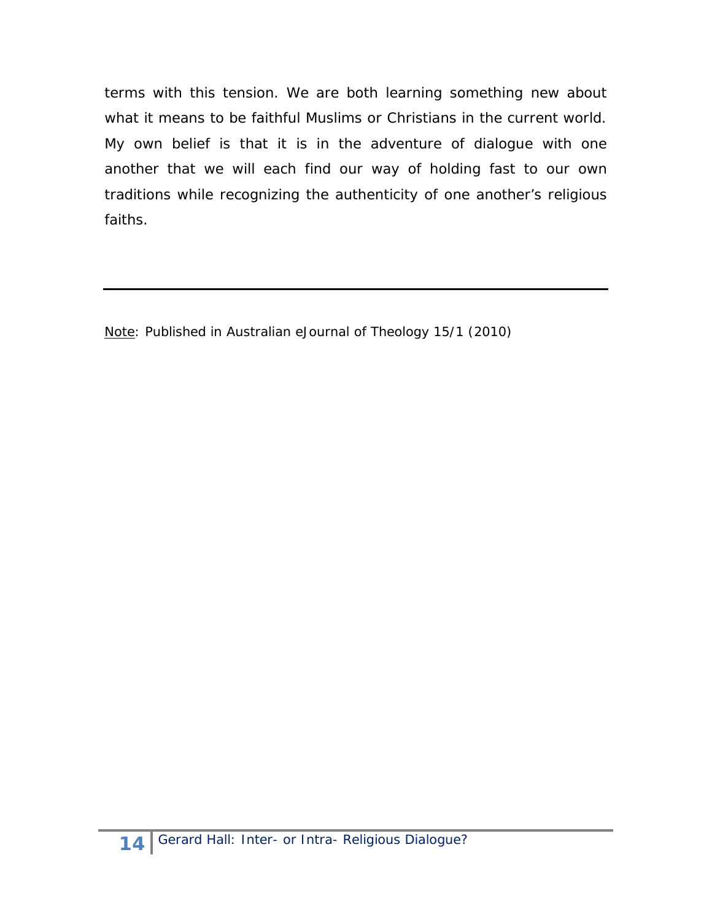terms with this tension. We are both learning something new about what it means to be faithful Muslims or Christians in the current world. My own belief is that it is in the adventure of dialogue with one another that we will each find our way of holding fast to our own traditions while recognizing the authenticity of one another's religious faiths.

---

Note: Published in Australian eJournal of Theology 15/1 (2010)